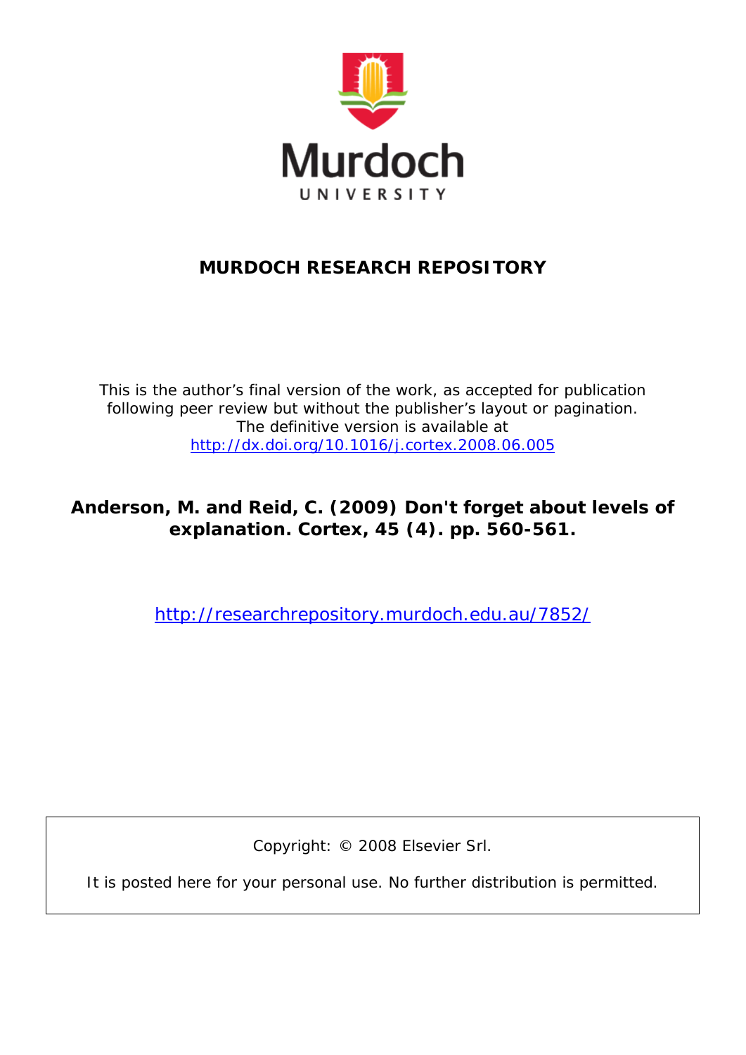Murdoch

UNIVERSITY

**MURDOCH RESEARCH REPOSITORY**

This is the author's final version of the work, as accepted for publication following peer review but without the publisher's layout or pagination.
The definitive version is available at
http://dx.doi.org/10.1016/j.cortex.2008.06.005

**Anderson, M. and Reid, C. (2009) Don't forget about levels of explanation. Cortex, 45 (4). pp. 560-561.**

http://researchrepository.murdoch.edu.au/7852/

Copyright: © 2008 Elsevier Srl.

It is posted here for your personal use. No further distribution is permitted.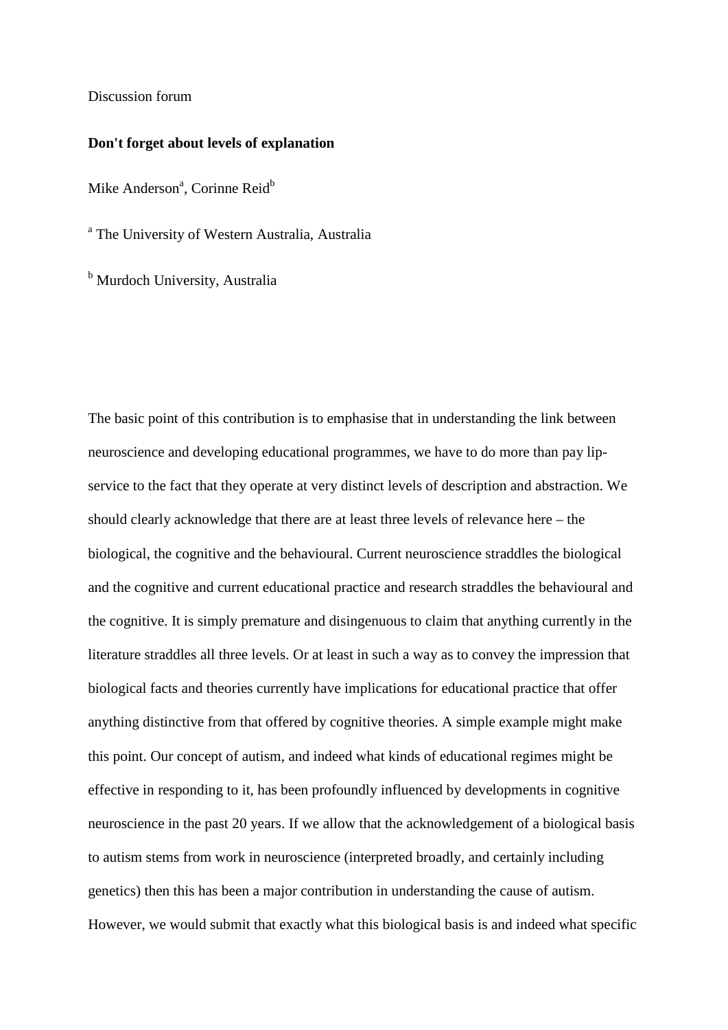Discussion forum

**Don't forget about levels of explanation**

Mike Anderson[a], Corinne Reid[b]

[a] The University of Western Australia, Australia

[b] Murdoch University, Australia

The basic point of this contribution is to emphasise that in understanding the link between neuroscience and developing educational programmes, we have to do more than pay lip-service to the fact that they operate at very distinct levels of description and abstraction. We should clearly acknowledge that there are at least three levels of relevance here – the biological, the cognitive and the behavioural. Current neuroscience straddles the biological and the cognitive and current educational practice and research straddles the behavioural and the cognitive. It is simply premature and disingenuous to claim that anything currently in the literature straddles all three levels. Or at least in such a way as to convey the impression that biological facts and theories currently have implications for educational practice that offer anything distinctive from that offered by cognitive theories. A simple example might make this point. Our concept of autism, and indeed what kinds of educational regimes might be effective in responding to it, has been profoundly influenced by developments in cognitive neuroscience in the past 20 years. If we allow that the acknowledgement of a biological basis to autism stems from work in neuroscience (interpreted broadly, and certainly including genetics) then this has been a major contribution in understanding the cause of autism. However, we would submit that exactly what this biological basis is and indeed what specific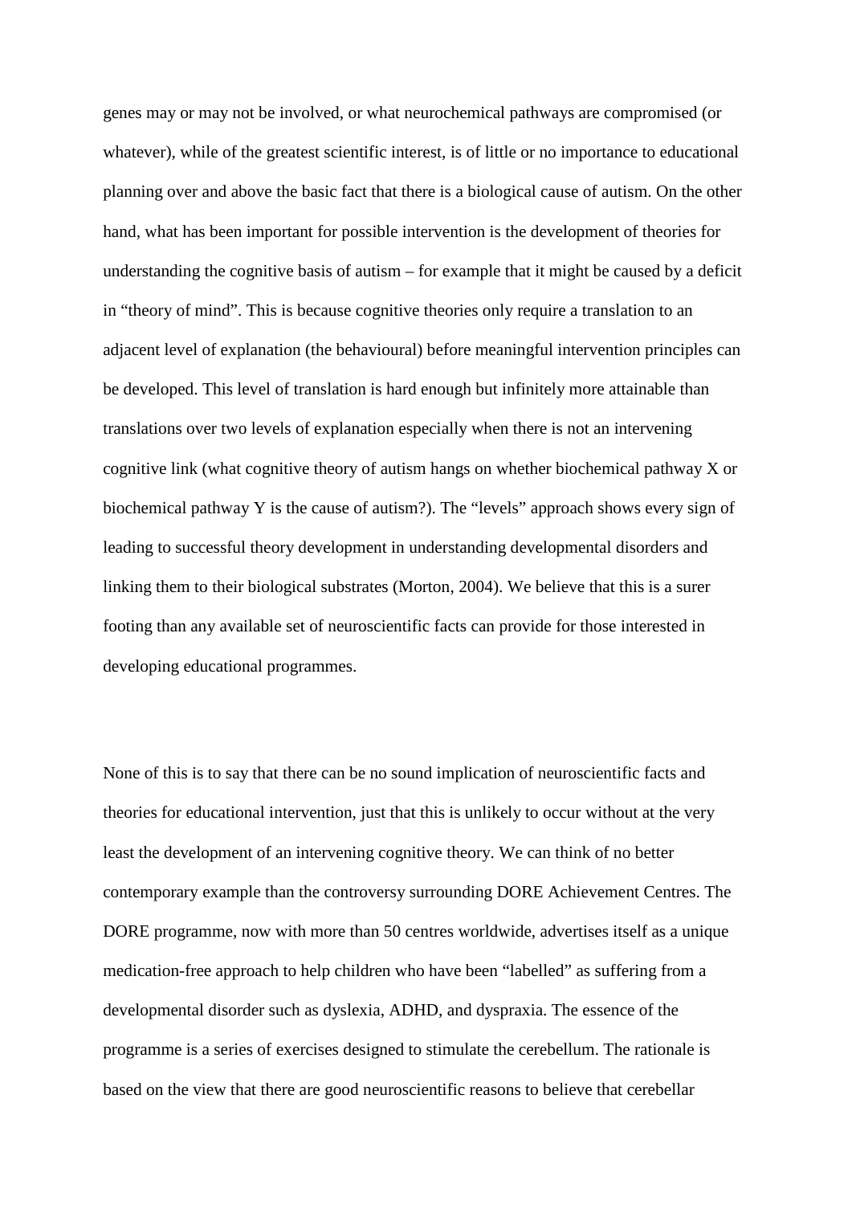genes may or may not be involved, or what neurochemical pathways are compromised (or whatever), while of the greatest scientific interest, is of little or no importance to educational planning over and above the basic fact that there is a biological cause of autism. On the other hand, what has been important for possible intervention is the development of theories for understanding the cognitive basis of autism – for example that it might be caused by a deficit in "theory of mind". This is because cognitive theories only require a translation to an adjacent level of explanation (the behavioural) before meaningful intervention principles can be developed. This level of translation is hard enough but infinitely more attainable than translations over two levels of explanation especially when there is not an intervening cognitive link (what cognitive theory of autism hangs on whether biochemical pathway X or biochemical pathway Y is the cause of autism?). The "levels" approach shows every sign of leading to successful theory development in understanding developmental disorders and linking them to their biological substrates (Morton, 2004). We believe that this is a surer footing than any available set of neuroscientific facts can provide for those interested in developing educational programmes.

None of this is to say that there can be no sound implication of neuroscientific facts and theories for educational intervention, just that this is unlikely to occur without at the very least the development of an intervening cognitive theory. We can think of no better contemporary example than the controversy surrounding DORE Achievement Centres. The DORE programme, now with more than 50 centres worldwide, advertises itself as a unique medication-free approach to help children who have been "labelled" as suffering from a developmental disorder such as dyslexia, ADHD, and dyspraxia. The essence of the programme is a series of exercises designed to stimulate the cerebellum. The rationale is based on the view that there are good neuroscientific reasons to believe that cerebellar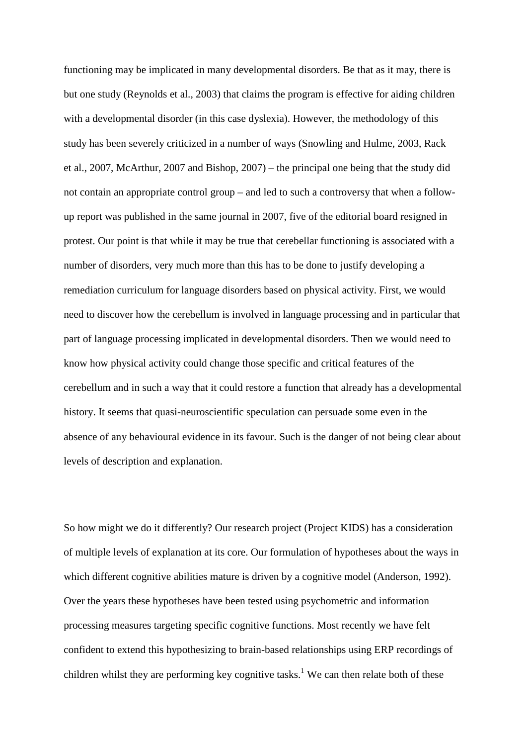functioning may be implicated in many developmental disorders. Be that as it may, there is but one study (Reynolds et al., 2003) that claims the program is effective for aiding children with a developmental disorder (in this case dyslexia). However, the methodology of this study has been severely criticized in a number of ways (Snowling and Hulme, 2003, Rack et al., 2007, McArthur, 2007 and Bishop, 2007) – the principal one being that the study did not contain an appropriate control group – and led to such a controversy that when a follow-up report was published in the same journal in 2007, five of the editorial board resigned in protest. Our point is that while it may be true that cerebellar functioning is associated with a number of disorders, very much more than this has to be done to justify developing a remediation curriculum for language disorders based on physical activity. First, we would need to discover how the cerebellum is involved in language processing and in particular that part of language processing implicated in developmental disorders. Then we would need to know how physical activity could change those specific and critical features of the cerebellum and in such a way that it could restore a function that already has a developmental history. It seems that quasi-neuroscientific speculation can persuade some even in the absence of any behavioural evidence in its favour. Such is the danger of not being clear about levels of description and explanation.

So how might we do it differently? Our research project (Project KIDS) has a consideration of multiple levels of explanation at its core. Our formulation of hypotheses about the ways in which different cognitive abilities mature is driven by a cognitive model (Anderson, 1992). Over the years these hypotheses have been tested using psychometric and information processing measures targeting specific cognitive functions. Most recently we have felt confident to extend this hypothesizing to brain-based relationships using ERP recordings of children whilst they are performing key cognitive tasks.[1] We can then relate both of these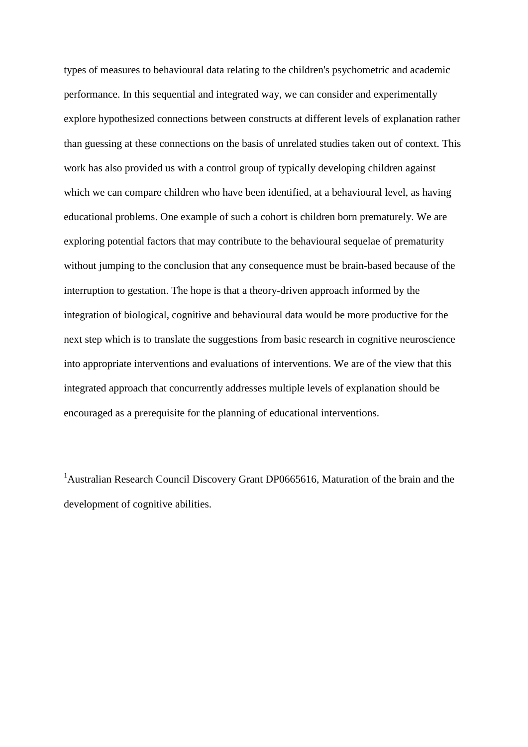types of measures to behavioural data relating to the children's psychometric and academic performance. In this sequential and integrated way, we can consider and experimentally explore hypothesized connections between constructs at different levels of explanation rather than guessing at these connections on the basis of unrelated studies taken out of context. This work has also provided us with a control group of typically developing children against which we can compare children who have been identified, at a behavioural level, as having educational problems. One example of such a cohort is children born prematurely. We are exploring potential factors that may contribute to the behavioural sequelae of prematurity without jumping to the conclusion that any consequence must be brain-based because of the interruption to gestation. The hope is that a theory-driven approach informed by the integration of biological, cognitive and behavioural data would be more productive for the next step which is to translate the suggestions from basic research in cognitive neuroscience into appropriate interventions and evaluations of interventions. We are of the view that this integrated approach that concurrently addresses multiple levels of explanation should be encouraged as a prerequisite for the planning of educational interventions.

[1]Australian Research Council Discovery Grant DP0665616, Maturation of the brain and the development of cognitive abilities.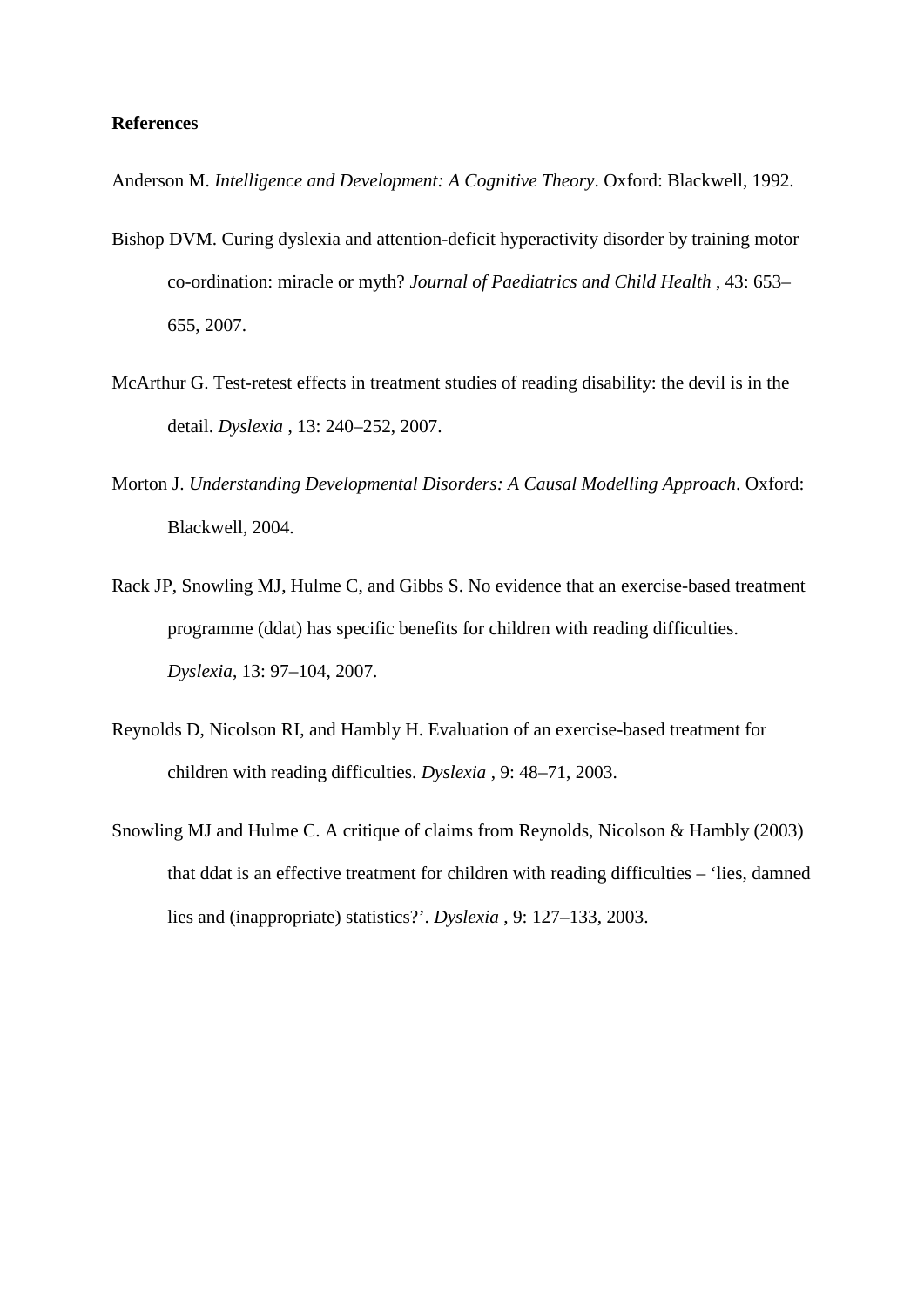**References**

Anderson M. *Intelligence and Development: A Cognitive Theory*. Oxford: Blackwell, 1992.

Bishop DVM. Curing dyslexia and attention-deficit hyperactivity disorder by training motor co-ordination: miracle or myth? *Journal of Paediatrics and Child Health* , 43: 653–655, 2007.

McArthur G. Test-retest effects in treatment studies of reading disability: the devil is in the detail. *Dyslexia* , 13: 240–252, 2007.

Morton J. *Understanding Developmental Disorders: A Causal Modelling Approach*. Oxford: Blackwell, 2004.

Rack JP, Snowling MJ, Hulme C, and Gibbs S. No evidence that an exercise-based treatment programme (ddat) has specific benefits for children with reading difficulties. *Dyslexia*, 13: 97–104, 2007.

Reynolds D, Nicolson RI, and Hambly H. Evaluation of an exercise-based treatment for children with reading difficulties. *Dyslexia* , 9: 48–71, 2003.

Snowling MJ and Hulme C. A critique of claims from Reynolds, Nicolson & Hambly (2003) that ddat is an effective treatment for children with reading difficulties – 'lies, damned lies and (inappropriate) statistics?'. *Dyslexia* , 9: 127–133, 2003.